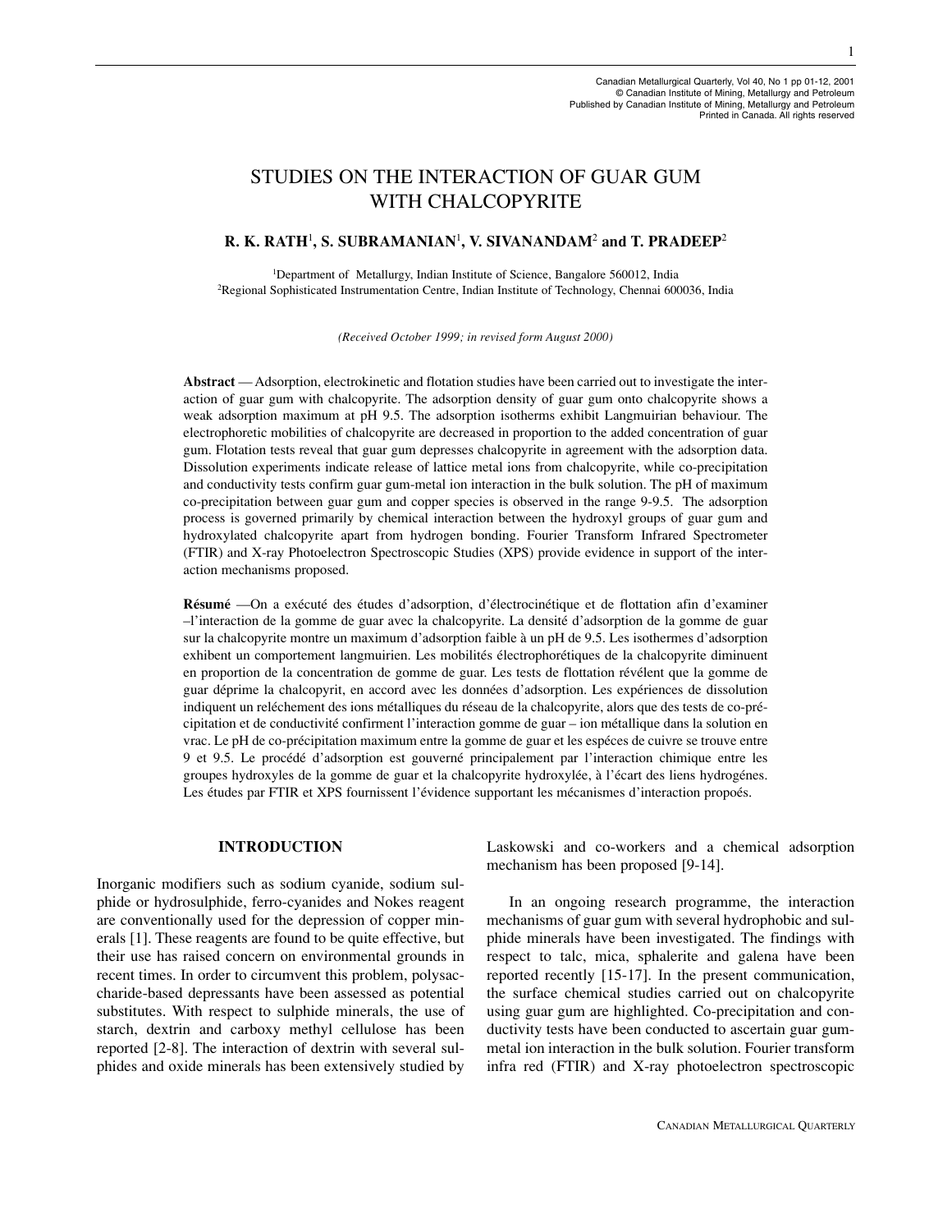# STUDIES ON THE INTERACTION OF GUAR GUM WITH CHALCOPYRITE

**R. K. RATH[1], S. SUBRAMANIAN[1], V. SIVANANDAM[2] and T. PRADEEP[2]**

[1]Department of Metallurgy, Indian Institute of Science, Bangalore 560012, India
[2]Regional Sophisticated Instrumentation Centre, Indian Institute of Technology, Chennai 600036, India

*(Received October 1999; in revised form August 2000)*

**Abstract** — Adsorption, electrokinetic and flotation studies have been carried out to investigate the interaction of guar gum with chalcopyrite. The adsorption density of guar gum onto chalcopyrite shows a weak adsorption maximum at pH 9.5. The adsorption isotherms exhibit Langmuirian behaviour. The electrophoretic mobilities of chalcopyrite are decreased in proportion to the added concentration of guar gum. Flotation tests reveal that guar gum depresses chalcopyrite in agreement with the adsorption data. Dissolution experiments indicate release of lattice metal ions from chalcopyrite, while co-precipitation and conductivity tests confirm guar gum-metal ion interaction in the bulk solution. The pH of maximum co-precipitation between guar gum and copper species is observed in the range 9-9.5. The adsorption process is governed primarily by chemical interaction between the hydroxyl groups of guar gum and hydroxylated chalcopyrite apart from hydrogen bonding. Fourier Transform Infrared Spectrometer (FTIR) and X-ray Photoelectron Spectroscopic Studies (XPS) provide evidence in support of the interaction mechanisms proposed.

**Résumé** —On a exécuté des études d'adsorption, d'électrocinétique et de flottation afin d'examiner –l'interaction de la gomme de guar avec la chalcopyrite. La densité d'adsorption de la gomme de guar sur la chalcopyrite montre un maximum d'adsorption faible à un pH de 9.5. Les isothermes d'adsorption exhibent un comportement langmuirien. Les mobilités électrophorétiques de la chalcopyrite diminuent en proportion de la concentration de gomme de guar. Les tests de flottation révélent que la gomme de guar déprime la chalcopyrit, en accord avec les données d'adsorption. Les expériences de dissolution indiquent un reléchement des ions métalliques du réseau de la chalcopyrite, alors que des tests de co-précipitation et de conductivité confirment l'interaction gomme de guar – ion métallique dans la solution en vrac. Le pH de co-précipitation maximum entre la gomme de guar et les espéces de cuivre se trouve entre 9 et 9.5. Le procédé d'adsorption est gouverné principalement par l'interaction chimique entre les groupes hydroxyles de la gomme de guar et la chalcopyrite hydroxylée, à l'écart des liens hydrogénes. Les études par FTIR et XPS fournissent l'évidence supportant les mécanismes d'interaction propoés.

## INTRODUCTION

Inorganic modifiers such as sodium cyanide, sodium sulphide or hydrosulphide, ferro-cyanides and Nokes reagent are conventionally used for the depression of copper minerals [1]. These reagents are found to be quite effective, but their use has raised concern on environmental grounds in recent times. In order to circumvent this problem, polysaccharide-based depressants have been assessed as potential substitutes. With respect to sulphide minerals, the use of starch, dextrin and carboxy methyl cellulose has been reported [2-8]. The interaction of dextrin with several sulphides and oxide minerals has been extensively studied by Laskowski and co-workers and a chemical adsorption mechanism has been proposed [9-14].

In an ongoing research programme, the interaction mechanisms of guar gum with several hydrophobic and sulphide minerals have been investigated. The findings with respect to talc, mica, sphalerite and galena have been reported recently [15-17]. In the present communication, the surface chemical studies carried out on chalcopyrite using guar gum are highlighted. Co-precipitation and conductivity tests have been conducted to ascertain guar gum-metal ion interaction in the bulk solution. Fourier transform infra red (FTIR) and X-ray photoelectron spectroscopic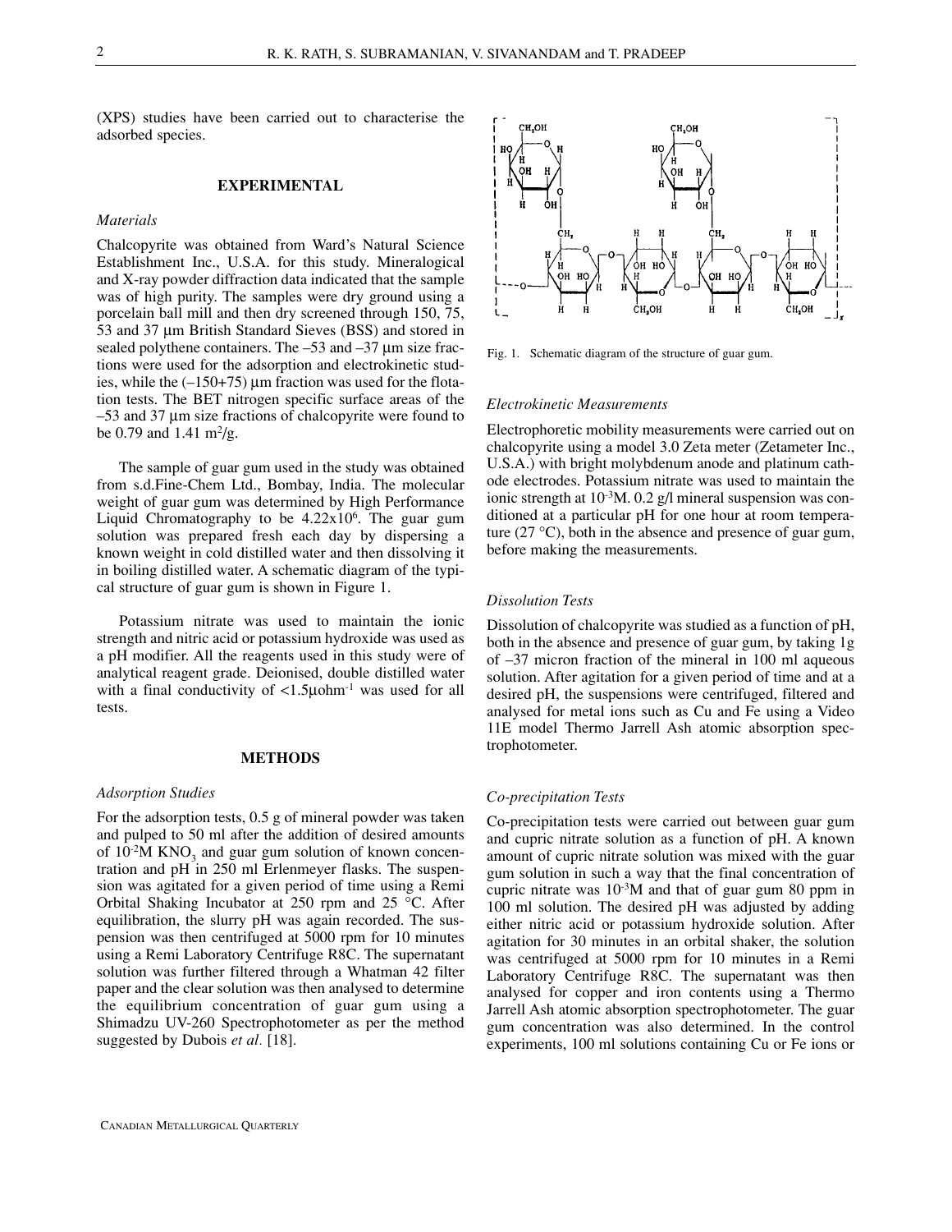(XPS) studies have been carried out to characterise the adsorbed species.

## EXPERIMENTAL

### *Materials*

Chalcopyrite was obtained from Ward's Natural Science Establishment Inc., U.S.A. for this study. Mineralogical and X-ray powder diffraction data indicated that the sample was of high purity. The samples were dry ground using a porcelain ball mill and then dry screened through 150, 75, 53 and 37 μm British Standard Sieves (BSS) and stored in sealed polythene containers. The –53 and –37 μm size fractions were used for the adsorption and electrokinetic studies, while the (–150+75) μm fraction was used for the flotation tests. The BET nitrogen specific surface areas of the –53 and 37 μm size fractions of chalcopyrite were found to be 0.79 and 1.41 $m^2/g$.

The sample of guar gum used in the study was obtained from s.d.Fine-Chem Ltd., Bombay, India. The molecular weight of guar gum was determined by High Performance Liquid Chromatography to be $4.22 \times 10^6$. The guar gum solution was prepared fresh each day by dispersing a known weight in cold distilled water and then dissolving it in boiling distilled water. A schematic diagram of the typical structure of guar gum is shown in Figure 1.

Potassium nitrate was used to maintain the ionic strength and nitric acid or potassium hydroxide was used as a pH modifier. All the reagents used in this study were of analytical reagent grade. Deionised, double distilled water with a final conductivity of <1.5μohm$^{-1}$ was used for all tests.

Fig. 1. Schematic diagram of the structure of guar gum.

## METHODS

### *Adsorption Studies*

For the adsorption tests, 0.5 g of mineral powder was taken and pulped to 50 ml after the addition of desired amounts of $10^{-2}$M $KNO_3$ and guar gum solution of known concentration and pH in 250 ml Erlenmeyer flasks. The suspension was agitated for a given period of time using a Remi Orbital Shaking Incubator at 250 rpm and 25 °C. After equilibration, the slurry pH was again recorded. The suspension was then centrifuged at 5000 rpm for 10 minutes using a Remi Laboratory Centrifuge R8C. The supernatant solution was further filtered through a Whatman 42 filter paper and the clear solution was then analysed to determine the equilibrium concentration of guar gum using a Shimadzu UV-260 Spectrophotometer as per the method suggested by Dubois *et al.* [18].

### *Electrokinetic Measurements*

Electrophoretic mobility measurements were carried out on chalcopyrite using a model 3.0 Zeta meter (Zetameter Inc., U.S.A.) with bright molybdenum anode and platinum cathode electrodes. Potassium nitrate was used to maintain the ionic strength at $10^{-3}$M. 0.2 g/l mineral suspension was conditioned at a particular pH for one hour at room temperature (27 °C), both in the absence and presence of guar gum, before making the measurements.

### *Dissolution Tests*

Dissolution of chalcopyrite was studied as a function of pH, both in the absence and presence of guar gum, by taking 1g of –37 micron fraction of the mineral in 100 ml aqueous solution. After agitation for a given period of time and at a desired pH, the suspensions were centrifuged, filtered and analysed for metal ions such as Cu and Fe using a Video 11E model Thermo Jarrell Ash atomic absorption spectrophotometer.

### *Co-precipitation Tests*

Co-precipitation tests were carried out between guar gum and cupric nitrate solution as a function of pH. A known amount of cupric nitrate solution was mixed with the guar gum solution in such a way that the final concentration of cupric nitrate was $10^{-3}$M and that of guar gum 80 ppm in 100 ml solution. The desired pH was adjusted by adding either nitric acid or potassium hydroxide solution. After agitation for 30 minutes in an orbital shaker, the solution was centrifuged at 5000 rpm for 10 minutes in a Remi Laboratory Centrifuge R8C. The supernatant was then analysed for copper and iron contents using a Thermo Jarrell Ash atomic absorption spectrophotometer. The guar gum concentration was also determined. In the control experiments, 100 ml solutions containing Cu or Fe ions or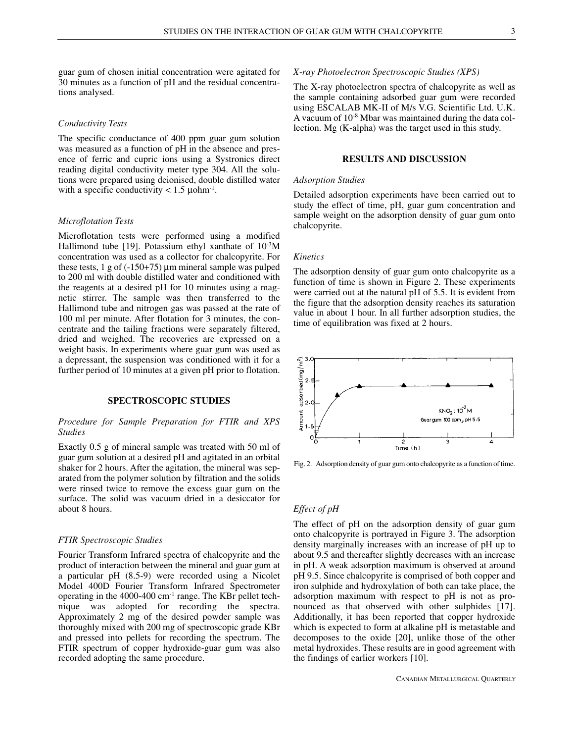guar gum of chosen initial concentration were agitated for 30 minutes as a function of pH and the residual concentrations analysed.

*Conductivity Tests*

The specific conductance of 400 ppm guar gum solution was measured as a function of pH in the absence and presence of ferric and cupric ions using a Systronics direct reading digital conductivity meter type 304. All the solutions were prepared using deionised, double distilled water with a specific conductivity < 1.5 μohm$^{-1}$.

*Microflotation Tests*

Microflotation tests were performed using a modified Hallimond tube [19]. Potassium ethyl xanthate of $10^{-3}$M concentration was used as a collector for chalcopyrite. For these tests, 1 g of (-150+75) μm mineral sample was pulped to 200 ml with double distilled water and conditioned with the reagents at a desired pH for 10 minutes using a magnetic stirrer. The sample was then transferred to the Hallimond tube and nitrogen gas was passed at the rate of 100 ml per minute. After flotation for 3 minutes, the concentrate and the tailing fractions were separately filtered, dried and weighed. The recoveries are expressed on a weight basis. In experiments where guar gum was used as a depressant, the suspension was conditioned with it for a further period of 10 minutes at a given pH prior to flotation.

## SPECTROSCOPIC STUDIES

*Procedure for Sample Preparation for FTIR and XPS Studies*

Exactly 0.5 g of mineral sample was treated with 50 ml of guar gum solution at a desired pH and agitated in an orbital shaker for 2 hours. After the agitation, the mineral was separated from the polymer solution by filtration and the solids were rinsed twice to remove the excess guar gum on the surface. The solid was vacuum dried in a desiccator for about 8 hours.

*FTIR Spectroscopic Studies*

Fourier Transform Infrared spectra of chalcopyrite and the product of interaction between the mineral and guar gum at a particular pH (8.5-9) were recorded using a Nicolet Model 400D Fourier Transform Infrared Spectrometer operating in the 4000-400 cm$^{-1}$ range. The KBr pellet technique was adopted for recording the spectra. Approximately 2 mg of the desired powder sample was thoroughly mixed with 200 mg of spectroscopic grade KBr and pressed into pellets for recording the spectrum. The FTIR spectrum of copper hydroxide-guar gum was also recorded adopting the same procedure.

*X-ray Photoelectron Spectroscopic Studies (XPS)*

The X-ray photoelectron spectra of chalcopyrite as well as the sample containing adsorbed guar gum were recorded using ESCALAB MK-II of M/s V.G. Scientific Ltd. U.K. A vacuum of $10^{-8}$ Mbar was maintained during the data collection. Mg (K-alpha) was the target used in this study.

## RESULTS AND DISCUSSION

*Adsorption Studies*

Detailed adsorption experiments have been carried out to study the effect of time, pH, guar gum concentration and sample weight on the adsorption density of guar gum onto chalcopyrite.

*Kinetics*

The adsorption density of guar gum onto chalcopyrite as a function of time is shown in Figure 2. These experiments were carried out at the natural pH of 5.5. It is evident from the figure that the adsorption density reaches its saturation value in about 1 hour. In all further adsorption studies, the time of equilibration was fixed at 2 hours.

Fig. 2. Adsorption density of guar gum onto chalcopyrite as a function of time.

*Effect of pH*

The effect of pH on the adsorption density of guar gum onto chalcopyrite is portrayed in Figure 3. The adsorption density marginally increases with an increase of pH up to about 9.5 and thereafter slightly decreases with an increase in pH. A weak adsorption maximum is observed at around pH 9.5. Since chalcopyrite is comprised of both copper and iron sulphide and hydroxylation of both can take place, the adsorption maximum with respect to pH is not as pronounced as that observed with other sulphides [17]. Additionally, it has been reported that copper hydroxide which is expected to form at alkaline pH is metastable and decomposes to the oxide [20], unlike those of the other metal hydroxides. These results are in good agreement with the findings of earlier workers [10].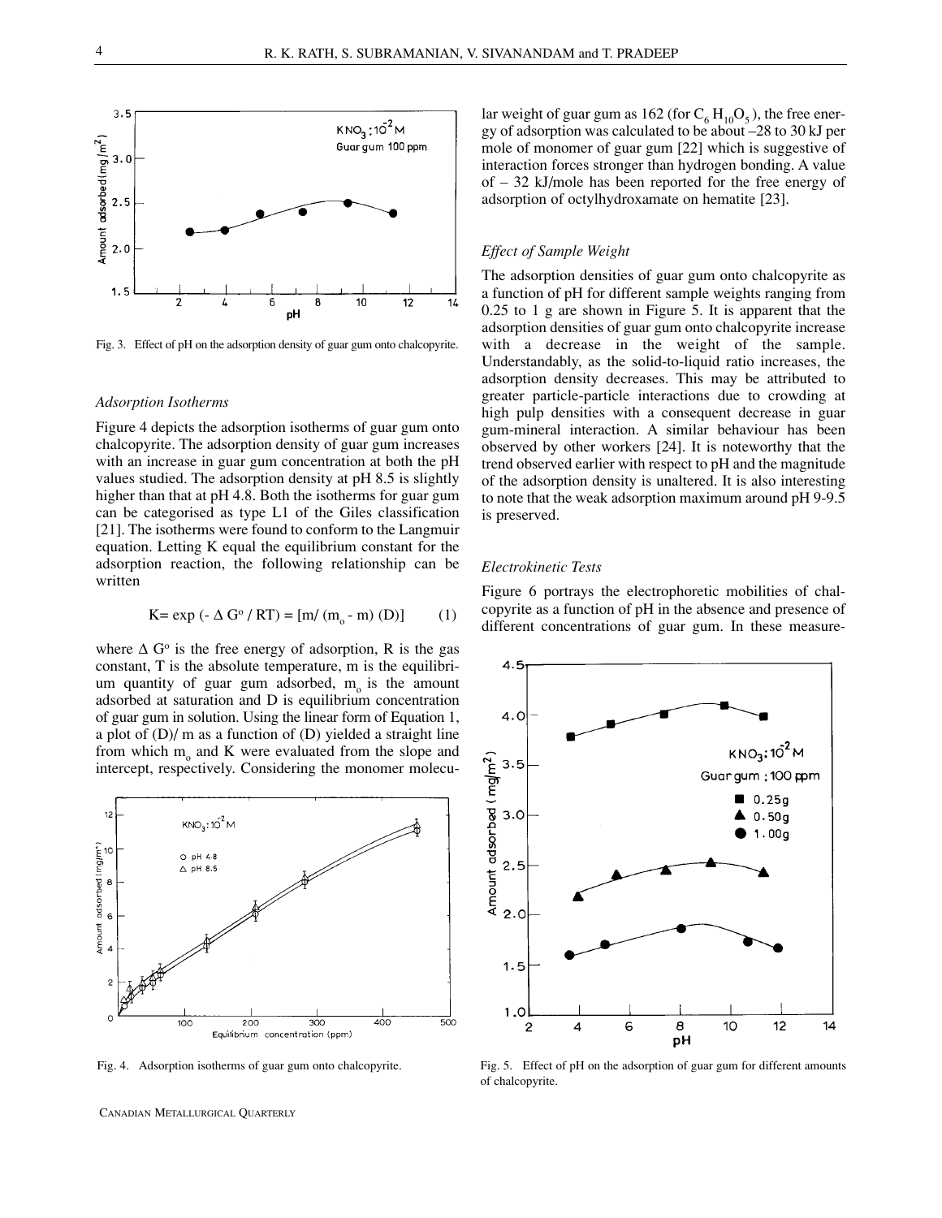Fig. 3. Effect of pH on the adsorption density of guar gum onto chalcopyrite.

*Adsorption Isotherms*

Figure 4 depicts the adsorption isotherms of guar gum onto chalcopyrite. The adsorption density of guar gum increases with an increase in guar gum concentration at both the pH values studied. The adsorption density at pH 8.5 is slightly higher than that at pH 4.8. Both the isotherms for guar gum can be categorised as type L1 of the Giles classification [21]. The isotherms were found to conform to the Langmuir equation. Letting K equal the equilibrium constant for the adsorption reaction, the following relationship can be written

$$K = \exp(-\Delta G^o / RT) = [m/(m_o - m)(D)] \qquad (1)$$

where $\Delta G^o$ is the free energy of adsorption, R is the gas constant, T is the absolute temperature, m is the equilibrium quantity of guar gum adsorbed, $m_o$ is the amount adsorbed at saturation and D is equilibrium concentration of guar gum in solution. Using the linear form of Equation 1, a plot of (D)/ m as a function of (D) yielded a straight line from which $m_o$ and K were evaluated from the slope and intercept, respectively. Considering the monomer molecular weight of guar gum as 162 (for $C_6H_{10}O_5$), the free energy of adsorption was calculated to be about –28 to 30 kJ per mole of monomer of guar gum [22] which is suggestive of interaction forces stronger than hydrogen bonding. A value of – 32 kJ/mole has been reported for the free energy of adsorption of octylhydroxamate on hematite [23].

Fig. 4. Adsorption isotherms of guar gum onto chalcopyrite.

*Effect of Sample Weight*

The adsorption densities of guar gum onto chalcopyrite as a function of pH for different sample weights ranging from 0.25 to 1 g are shown in Figure 5. It is apparent that the adsorption densities of guar gum onto chalcopyrite increase with a decrease in the weight of the sample. Understandably, as the solid-to-liquid ratio increases, the adsorption density decreases. This may be attributed to greater particle-particle interactions due to crowding at high pulp densities with a consequent decrease in guar gum-mineral interaction. A similar behaviour has been observed by other workers [24]. It is noteworthy that the trend observed earlier with respect to pH and the magnitude of the adsorption density is unaltered. It is also interesting to note that the weak adsorption maximum around pH 9-9.5 is preserved.

*Electrokinetic Tests*

Figure 6 portrays the electrophoretic mobilities of chalcopyrite as a function of pH in the absence and presence of different concentrations of guar gum. In these measure-

Fig. 5. Effect of pH on the adsorption of guar gum for different amounts of chalcopyrite.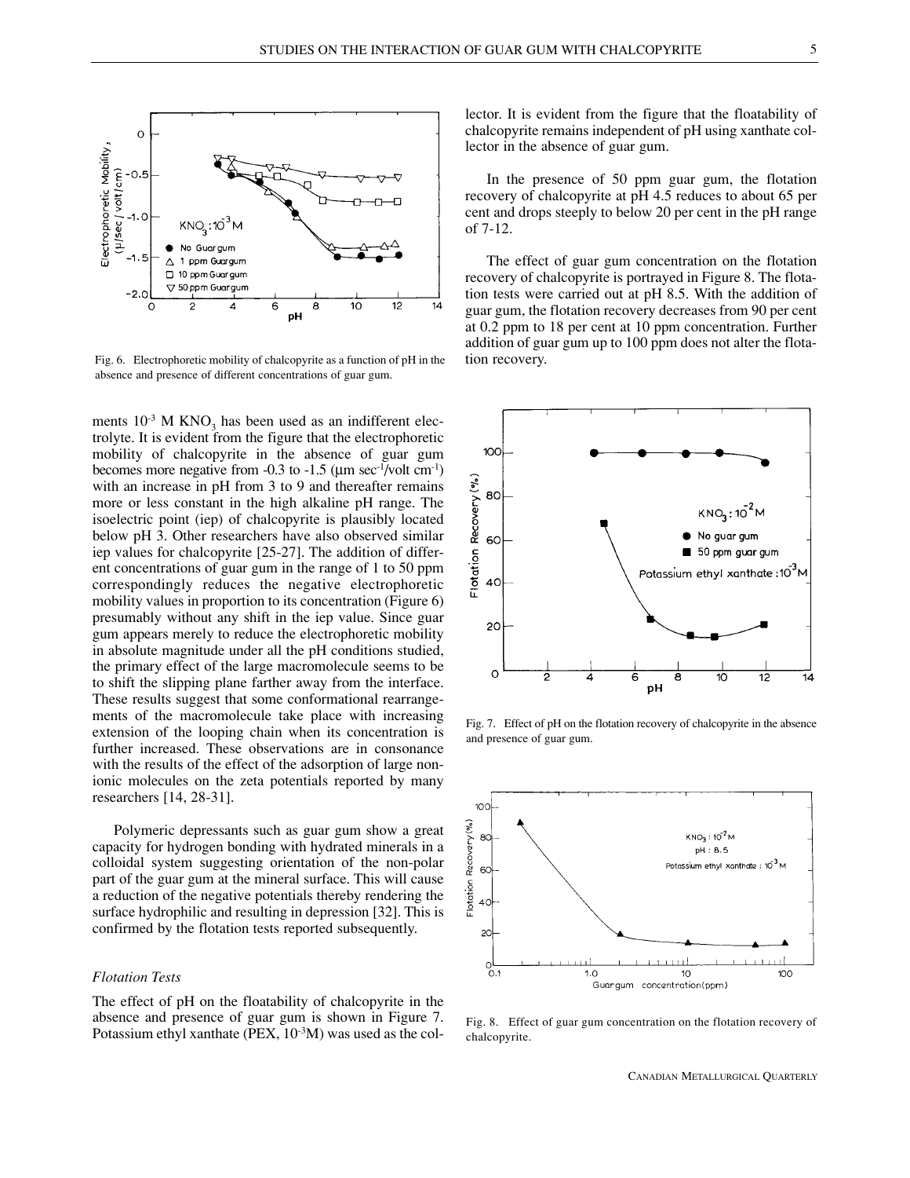Fig. 6. Electrophoretic mobility of chalcopyrite as a function of pH in the absence and presence of different concentrations of guar gum.

ments $10^{-3}$ M $KNO_3$ has been used as an indifferent electrolyte. It is evident from the figure that the electrophoretic mobility of chalcopyrite in the absence of guar gum becomes more negative from -0.3 to -1.5 (µm $sec^{-1}$/volt $cm^{-1}$) with an increase in pH from 3 to 9 and thereafter remains more or less constant in the high alkaline pH range. The isoelectric point (iep) of chalcopyrite is plausibly located below pH 3. Other researchers have also observed similar iep values for chalcopyrite [25-27]. The addition of different concentrations of guar gum in the range of 1 to 50 ppm correspondingly reduces the negative electrophoretic mobility values in proportion to its concentration (Figure 6) presumably without any shift in the iep value. Since guar gum appears merely to reduce the electrophoretic mobility in absolute magnitude under all the pH conditions studied, the primary effect of the large macromolecule seems to be to shift the slipping plane farther away from the interface. These results suggest that some conformational rearrangements of the macromolecule take place with increasing extension of the looping chain when its concentration is further increased. These observations are in consonance with the results of the effect of the adsorption of large non-ionic molecules on the zeta potentials reported by many researchers [14, 28-31].

Polymeric depressants such as guar gum show a great capacity for hydrogen bonding with hydrated minerals in a colloidal system suggesting orientation of the non-polar part of the guar gum at the mineral surface. This will cause a reduction of the negative potentials thereby rendering the surface hydrophilic and resulting in depression [32]. This is confirmed by the flotation tests reported subsequently.

### *Flotation Tests*

The effect of pH on the floatability of chalcopyrite in the absence and presence of guar gum is shown in Figure 7. Potassium ethyl xanthate (PEX, $10^{-3}$M) was used as the collector. It is evident from the figure that the floatability of chalcopyrite remains independent of pH using xanthate collector in the absence of guar gum.

In the presence of 50 ppm guar gum, the flotation recovery of chalcopyrite at pH 4.5 reduces to about 65 per cent and drops steeply to below 20 per cent in the pH range of 7-12.

The effect of guar gum concentration on the flotation recovery of chalcopyrite is portrayed in Figure 8. The flotation tests were carried out at pH 8.5. With the addition of guar gum, the flotation recovery decreases from 90 per cent at 0.2 ppm to 18 per cent at 10 ppm concentration. Further addition of guar gum up to 100 ppm does not alter the flotation recovery.

Fig. 7. Effect of pH on the flotation recovery of chalcopyrite in the absence and presence of guar gum.

Fig. 8. Effect of guar gum concentration on the flotation recovery of chalcopyrite.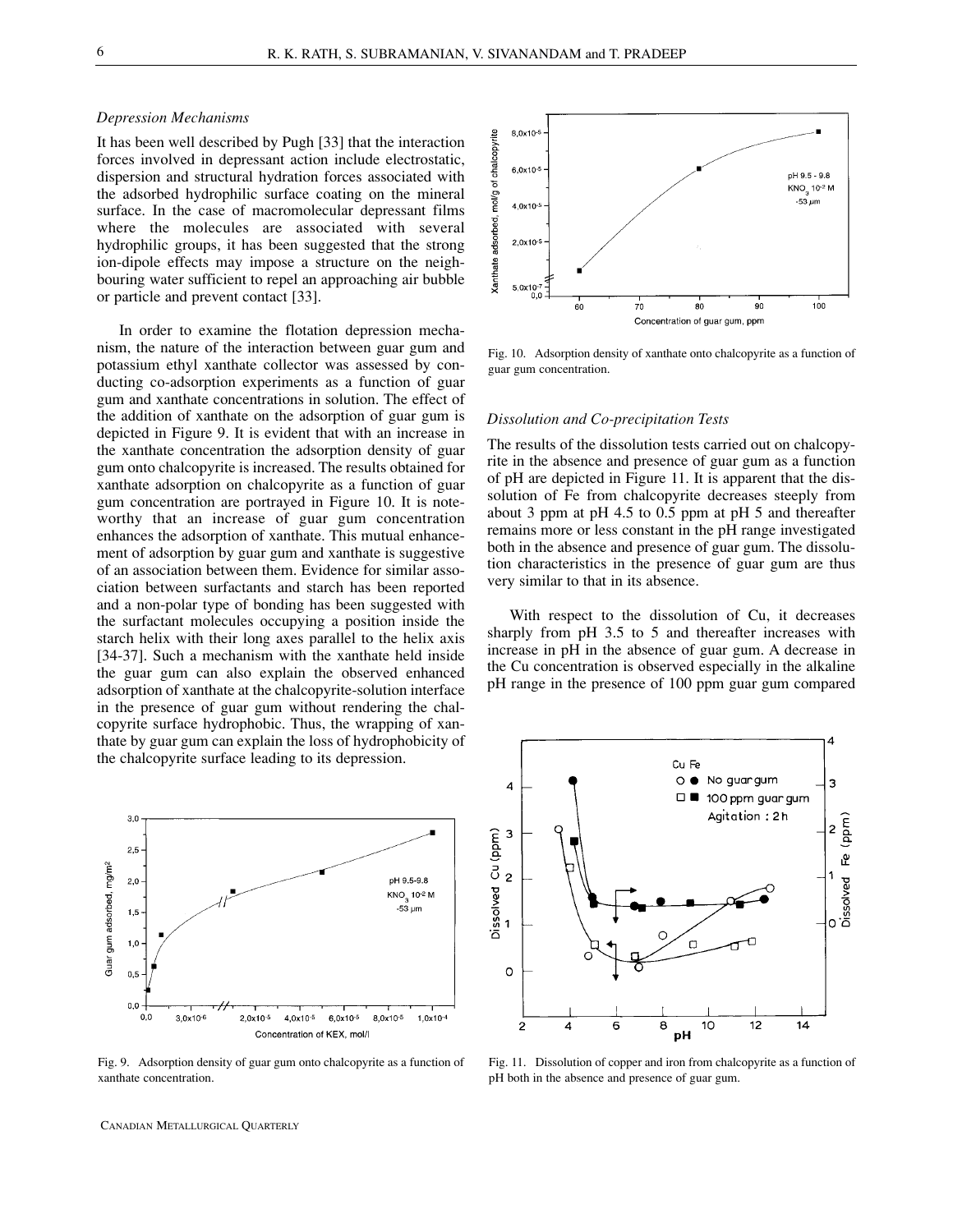### *Depression Mechanisms*

It has been well described by Pugh [33] that the interaction forces involved in depressant action include electrostatic, dispersion and structural hydration forces associated with the adsorbed hydrophilic surface coating on the mineral surface. In the case of macromolecular depressant films where the molecules are associated with several hydrophilic groups, it has been suggested that the strong ion-dipole effects may impose a structure on the neighbouring water sufficient to repel an approaching air bubble or particle and prevent contact [33].

In order to examine the flotation depression mechanism, the nature of the interaction between guar gum and potassium ethyl xanthate collector was assessed by conducting co-adsorption experiments as a function of guar gum and xanthate concentrations in solution. The effect of the addition of xanthate on the adsorption of guar gum is depicted in Figure 9. It is evident that with an increase in the xanthate concentration the adsorption density of guar gum onto chalcopyrite is increased. The results obtained for xanthate adsorption on chalcopyrite as a function of guar gum concentration are portrayed in Figure 10. It is noteworthy that an increase of guar gum concentration enhances the adsorption of xanthate. This mutual enhancement of adsorption by guar gum and xanthate is suggestive of an association between them. Evidence for similar association between surfactants and starch has been reported and a non-polar type of bonding has been suggested with the surfactant molecules occupying a position inside the starch helix with their long axes parallel to the helix axis [34-37]. Such a mechanism with the xanthate held inside the guar gum can also explain the observed enhanced adsorption of xanthate at the chalcopyrite-solution interface in the presence of guar gum without rendering the chalcopyrite surface hydrophobic. Thus, the wrapping of xanthate by guar gum can explain the loss of hydrophobicity of the chalcopyrite surface leading to its depression.

Fig. 9. Adsorption density of guar gum onto chalcopyrite as a function of xanthate concentration.

Fig. 10. Adsorption density of xanthate onto chalcopyrite as a function of guar gum concentration.

### *Dissolution and Co-precipitation Tests*

The results of the dissolution tests carried out on chalcopyrite in the absence and presence of guar gum as a function of pH are depicted in Figure 11. It is apparent that the dissolution of Fe from chalcopyrite decreases steeply from about 3 ppm at pH 4.5 to 0.5 ppm at pH 5 and thereafter remains more or less constant in the pH range investigated both in the absence and presence of guar gum. The dissolution characteristics in the presence of guar gum are thus very similar to that in its absence.

With respect to the dissolution of Cu, it decreases sharply from pH 3.5 to 5 and thereafter increases with increase in pH in the absence of guar gum. A decrease in the Cu concentration is observed especially in the alkaline pH range in the presence of 100 ppm guar gum compared

Fig. 11. Dissolution of copper and iron from chalcopyrite as a function of pH both in the absence and presence of guar gum.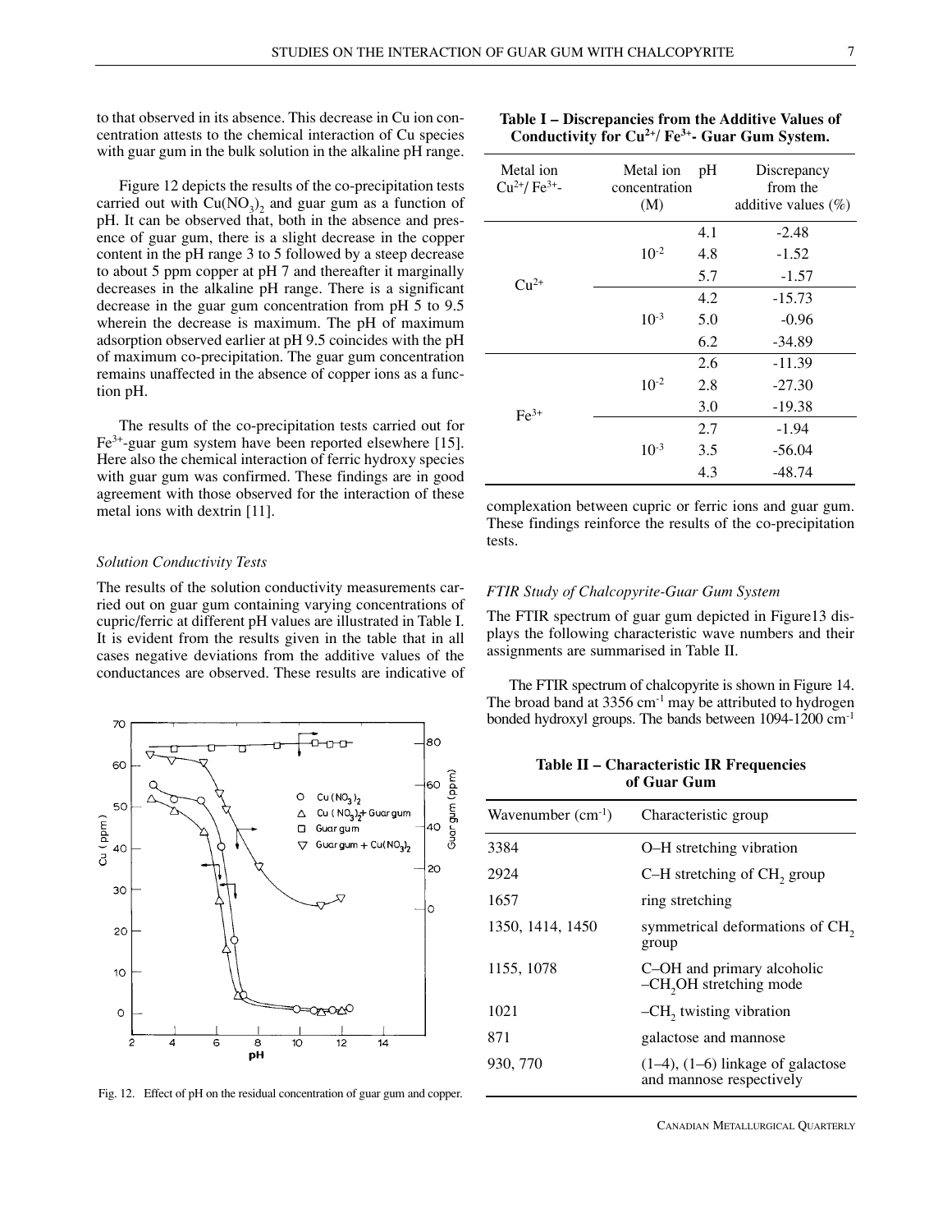to that observed in its absence. This decrease in Cu ion concentration attests to the chemical interaction of Cu species with guar gum in the bulk solution in the alkaline pH range.

Figure 12 depicts the results of the co-precipitation tests carried out with $Cu(NO_3)_2$ and guar gum as a function of pH. It can be observed that, both in the absence and presence of guar gum, there is a slight decrease in the copper content in the pH range 3 to 5 followed by a steep decrease to about 5 ppm copper at pH 7 and thereafter it marginally decreases in the alkaline pH range. There is a significant decrease in the guar gum concentration from pH 5 to 9.5 wherein the decrease is maximum. The pH of maximum adsorption observed earlier at pH 9.5 coincides with the pH of maximum co-precipitation. The guar gum concentration remains unaffected in the absence of copper ions as a function pH.

The results of the co-precipitation tests carried out for $Fe^{3+}$-guar gum system have been reported elsewhere [15]. Here also the chemical interaction of ferric hydroxy species with guar gum was confirmed. These findings are in good agreement with those observed for the interaction of these metal ions with dextrin [11].

### *Solution Conductivity Tests*

The results of the solution conductivity measurements carried out on guar gum containing varying concentrations of cupric/ferric at different pH values are illustrated in Table I. It is evident from the results given in the table that in all cases negative deviations from the additive values of the conductances are observed. These results are indicative of complexation between cupric or ferric ions and guar gum. These findings reinforce the results of the co-precipitation tests.

Fig. 12. Effect of pH on the residual concentration of guar gum and copper.

**Table I – Discrepancies from the Additive Values of Conductivity for $Cu^{2+}$/ $Fe^{3+}$- Guar Gum System.**

| Metal ion $Cu^{2+}$/ $Fe^{3+}$- | Metal ion concentration (M) | pH | Discrepancy from the additive values (%) |
|---|---|---|---|
| $Cu^{2+}$ | $10^{-2}$ | 4.1 | -2.48 |
| | | 4.8 | -1.52 |
| | | 5.7 | -1.57 |
| | $10^{-3}$ | 4.2 | -15.73 |
| | | 5.0 | -0.96 |
| | | 6.2 | -34.89 |
| $Fe^{3+}$ | $10^{-2}$ | 2.6 | -11.39 |
| | | 2.8 | -27.30 |
| | | 3.0 | -19.38 |
| | $10^{-3}$ | 2.7 | -1.94 |
| | | 3.5 | -56.04 |
| | | 4.3 | -48.74 |

### *FTIR Study of Chalcopyrite-Guar Gum System*

The FTIR spectrum of guar gum depicted in Figure13 displays the following characteristic wave numbers and their assignments are summarised in Table II.

The FTIR spectrum of chalcopyrite is shown in Figure 14. The broad band at 3356 $cm^{-1}$ may be attributed to hydrogen bonded hydroxyl groups. The bands between 1094-1200 $cm^{-1}$

**Table II – Characteristic IR Frequencies of Guar Gum**

| Wavenumber ($cm^{-1}$) | Characteristic group |
|---|---|
| 3384 | O–H stretching vibration |
| 2924 | C–H stretching of $CH_2$ group |
| 1657 | ring stretching |
| 1350, 1414, 1450 | symmetrical deformations of $CH_2$ group |
| 1155, 1078 | C–OH and primary alcoholic $-CH_2OH$ stretching mode |
| 1021 | $-CH_2$ twisting vibration |
| 871 | galactose and mannose |
| 930, 770 | (1–4), (1–6) linkage of galactose and mannose respectively |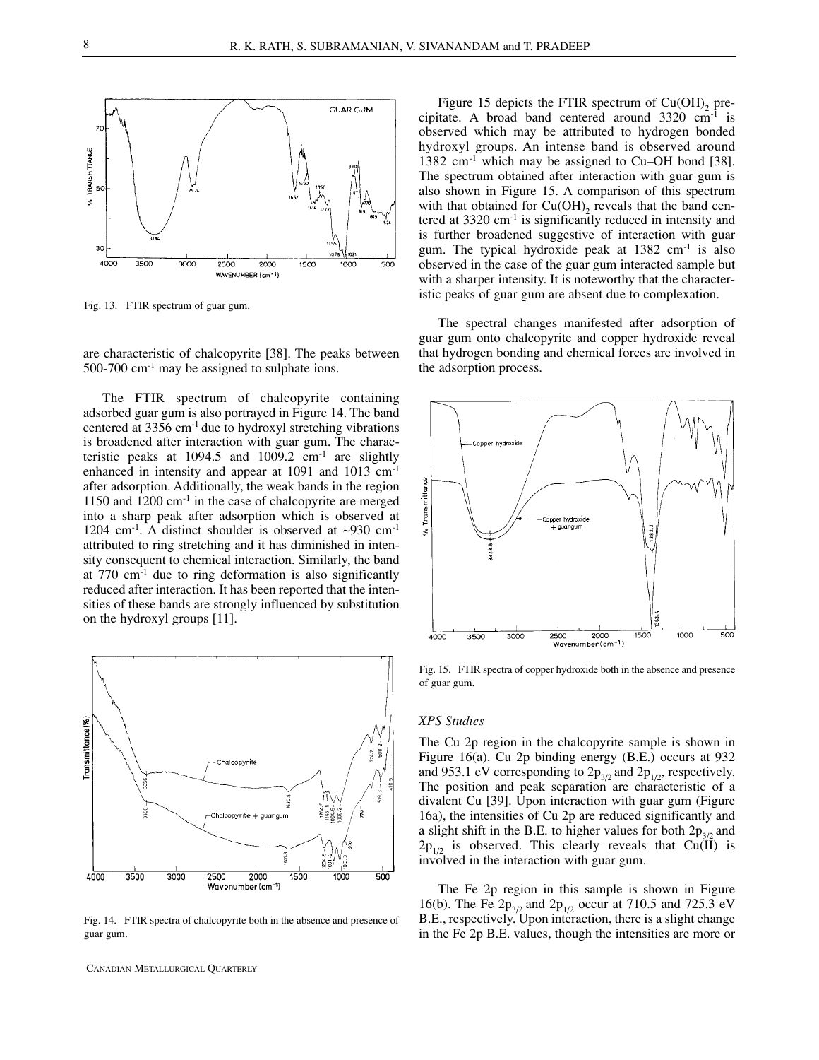Fig. 13. FTIR spectrum of guar gum.

are characteristic of chalcopyrite [38]. The peaks between 500-700 $cm^{-1}$ may be assigned to sulphate ions.

The FTIR spectrum of chalcopyrite containing adsorbed guar gum is also portrayed in Figure 14. The band centered at 3356 $cm^{-1}$ due to hydroxyl stretching vibrations is broadened after interaction with guar gum. The characteristic peaks at 1094.5 and 1009.2 $cm^{-1}$ are slightly enhanced in intensity and appear at 1091 and 1013 $cm^{-1}$ after adsorption. Additionally, the weak bands in the region 1150 and 1200 $cm^{-1}$ in the case of chalcopyrite are merged into a sharp peak after adsorption which is observed at 1204 $cm^{-1}$. A distinct shoulder is observed at ~930 $cm^{-1}$ attributed to ring stretching and it has diminished in intensity consequent to chemical interaction. Similarly, the band at 770 $cm^{-1}$ due to ring deformation is also significantly reduced after interaction. It has been reported that the intensities of these bands are strongly influenced by substitution on the hydroxyl groups [11].

Fig. 14. FTIR spectra of chalcopyrite both in the absence and presence of guar gum.

Figure 15 depicts the FTIR spectrum of $Cu(OH)_2$ precipitate. A broad band centered around 3320 $cm^{-1}$ is observed which may be attributed to hydrogen bonded hydroxyl groups. An intense band is observed around 1382 $cm^{-1}$ which may be assigned to Cu–OH bond [38]. The spectrum obtained after interaction with guar gum is also shown in Figure 15. A comparison of this spectrum with that obtained for $Cu(OH)_2$ reveals that the band centered at 3320 $cm^{-1}$ is significantly reduced in intensity and is further broadened suggestive of interaction with guar gum. The typical hydroxide peak at 1382 $cm^{-1}$ is also observed in the case of the guar gum interacted sample but with a sharper intensity. It is noteworthy that the characteristic peaks of guar gum are absent due to complexation.

The spectral changes manifested after adsorption of guar gum onto chalcopyrite and copper hydroxide reveal that hydrogen bonding and chemical forces are involved in the adsorption process.

Fig. 15. FTIR spectra of copper hydroxide both in the absence and presence of guar gum.

### *XPS Studies*

The Cu 2p region in the chalcopyrite sample is shown in Figure 16(a). Cu 2p binding energy (B.E.) occurs at 932 and 953.1 eV corresponding to $2p_{3/2}$ and $2p_{1/2}$, respectively. The position and peak separation are characteristic of a divalent Cu [39]. Upon interaction with guar gum (Figure 16a), the intensities of Cu 2p are reduced significantly and a slight shift in the B.E. to higher values for both $2p_{3/2}$ and $2p_{1/2}$ is observed. This clearly reveals that Cu(II) is involved in the interaction with guar gum.

The Fe 2p region in this sample is shown in Figure 16(b). The Fe $2p_{3/2}$ and $2p_{1/2}$ occur at 710.5 and 725.3 eV B.E., respectively. Upon interaction, there is a slight change in the Fe 2p B.E. values, though the intensities are more or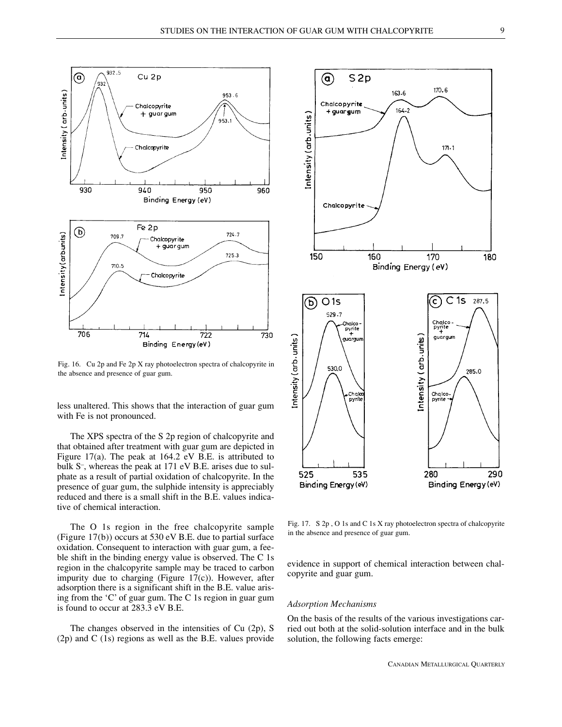Fig. 16. Cu 2p and Fe 2p X ray photoelectron spectra of chalcopyrite in the absence and presence of guar gum.

less unaltered. This shows that the interaction of guar gum with Fe is not pronounced.

The XPS spectra of the S 2p region of chalcopyrite and that obtained after treatment with guar gum are depicted in Figure 17(a). The peak at 164.2 eV B.E. is attributed to bulk $S^{-}$, whereas the peak at 171 eV B.E. arises due to sulphate as a result of partial oxidation of chalcopyrite. In the presence of guar gum, the sulphide intensity is appreciably reduced and there is a small shift in the B.E. values indicative of chemical interaction.

The O 1s region in the free chalcopyrite sample (Figure 17(b)) occurs at 530 eV B.E. due to partial surface oxidation. Consequent to interaction with guar gum, a feeble shift in the binding energy value is observed. The C 1s region in the chalcopyrite sample may be traced to carbon impurity due to charging (Figure 17(c)). However, after adsorption there is a significant shift in the B.E. value arising from the 'C' of guar gum. The C 1s region in guar gum is found to occur at 283.3 eV B.E.

The changes observed in the intensities of Cu (2p), S (2p) and C (1s) regions as well as the B.E. values provide evidence in support of chemical interaction between chalcopyrite and guar gum.

Fig. 17. S 2p , O 1s and C 1s X ray photoelectron spectra of chalcopyrite in the absence and presence of guar gum.

### *Adsorption Mechanisms*

On the basis of the results of the various investigations carried out both at the solid-solution interface and in the bulk solution, the following facts emerge: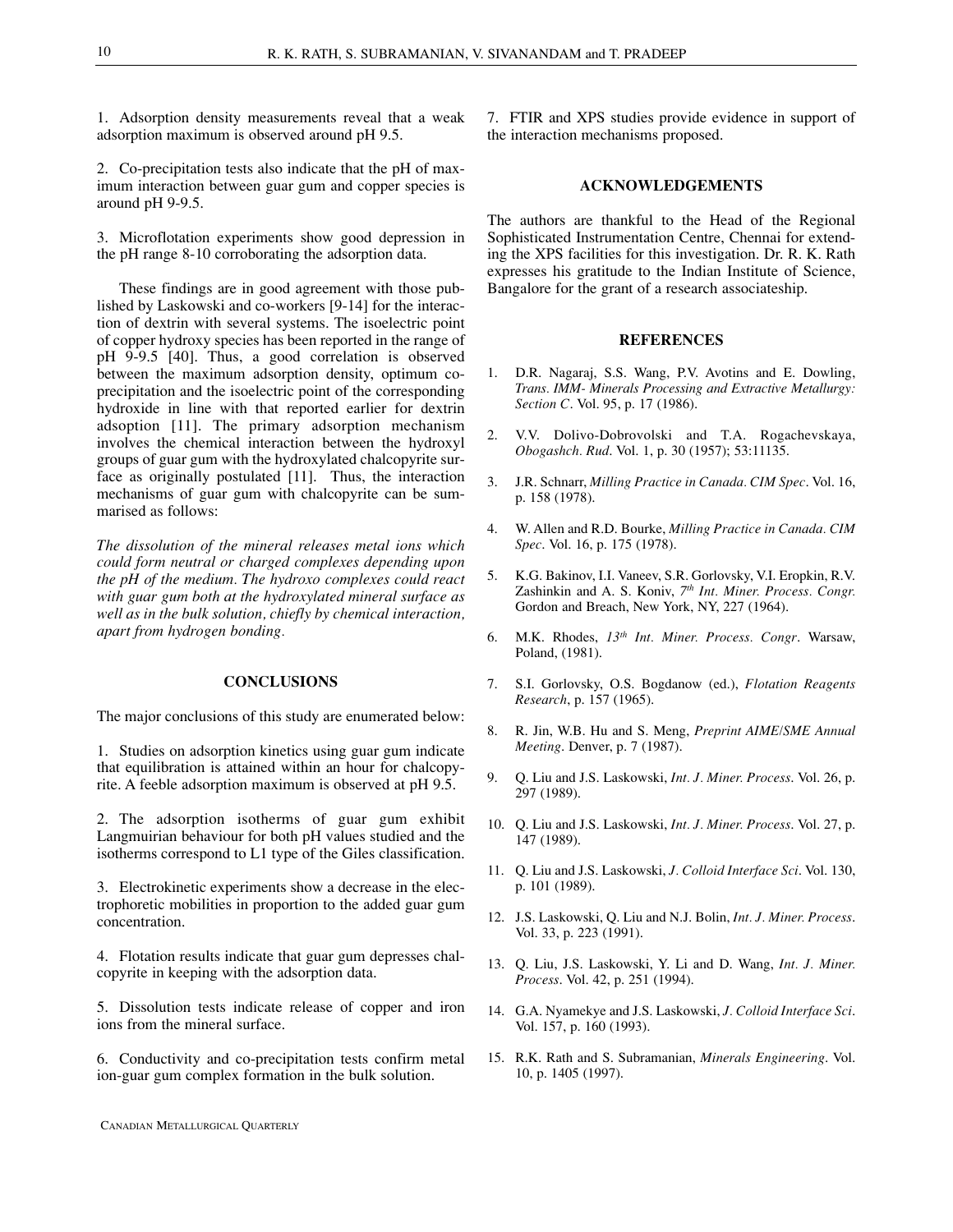1. Adsorption density measurements reveal that a weak adsorption maximum is observed around pH 9.5.

2. Co-precipitation tests also indicate that the pH of maximum interaction between guar gum and copper species is around pH 9-9.5.

3. Microflotation experiments show good depression in the pH range 8-10 corroborating the adsorption data.

These findings are in good agreement with those published by Laskowski and co-workers [9-14] for the interaction of dextrin with several systems. The isoelectric point of copper hydroxy species has been reported in the range of pH 9-9.5 [40]. Thus, a good correlation is observed between the maximum adsorption density, optimum co-precipitation and the isoelectric point of the corresponding hydroxide in line with that reported earlier for dextrin adsoption [11]. The primary adsorption mechanism involves the chemical interaction between the hydroxyl groups of guar gum with the hydroxylated chalcopyrite surface as originally postulated [11]. Thus, the interaction mechanisms of guar gum with chalcopyrite can be summarised as follows:

*The dissolution of the mineral releases metal ions which could form neutral or charged complexes depending upon the pH of the medium. The hydroxo complexes could react with guar gum both at the hydroxylated mineral surface as well as in the bulk solution, chiefly by chemical interaction, apart from hydrogen bonding.*

## CONCLUSIONS

The major conclusions of this study are enumerated below:

1. Studies on adsorption kinetics using guar gum indicate that equilibration is attained within an hour for chalcopyrite. A feeble adsorption maximum is observed at pH 9.5.

2. The adsorption isotherms of guar gum exhibit Langmuirian behaviour for both pH values studied and the isotherms correspond to L1 type of the Giles classification.

3. Electrokinetic experiments show a decrease in the electrophoretic mobilities in proportion to the added guar gum concentration.

4. Flotation results indicate that guar gum depresses chalcopyrite in keeping with the adsorption data.

5. Dissolution tests indicate release of copper and iron ions from the mineral surface.

6. Conductivity and co-precipitation tests confirm metal ion-guar gum complex formation in the bulk solution.

7. FTIR and XPS studies provide evidence in support of the interaction mechanisms proposed.

## ACKNOWLEDGEMENTS

The authors are thankful to the Head of the Regional Sophisticated Instrumentation Centre, Chennai for extending the XPS facilities for this investigation. Dr. R. K. Rath expresses his gratitude to the Indian Institute of Science, Bangalore for the grant of a research associateship.

## REFERENCES

1. D.R. Nagaraj, S.S. Wang, P.V. Avotins and E. Dowling, *Trans. IMM- Minerals Processing and Extractive Metallurgy: Section C*. Vol. 95, p. 17 (1986).
2. V.V. Dolivo-Dobrovolski and T.A. Rogachevskaya, *Obogashch. Rud*. Vol. 1, p. 30 (1957); 53:11135.
3. J.R. Schnarr, *Milling Practice in Canada. CIM Spec*. Vol. 16, p. 158 (1978).
4. W. Allen and R.D. Bourke, *Milling Practice in Canada. CIM Spec*. Vol. 16, p. 175 (1978).
5. K.G. Bakinov, I.I. Vaneev, S.R. Gorlovsky, V.I. Eropkin, R.V. Zashinkin and A. S. Koniv, *7th Int. Miner. Process. Congr.* Gordon and Breach, New York, NY, 227 (1964).
6. M.K. Rhodes, *13th Int. Miner. Process. Congr*. Warsaw, Poland, (1981).
7. S.I. Gorlovsky, O.S. Bogdanow (ed.), *Flotation Reagents Research*, p. 157 (1965).
8. R. Jin, W.B. Hu and S. Meng, *Preprint AIME/SME Annual Meeting*. Denver, p. 7 (1987).
9. Q. Liu and J.S. Laskowski, *Int. J. Miner. Process*. Vol. 26, p. 297 (1989).
10. Q. Liu and J.S. Laskowski, *Int. J. Miner. Process*. Vol. 27, p. 147 (1989).
11. Q. Liu and J.S. Laskowski, *J. Colloid Interface Sci*. Vol. 130, p. 101 (1989).
12. J.S. Laskowski, Q. Liu and N.J. Bolin, *Int. J. Miner. Process*. Vol. 33, p. 223 (1991).
13. Q. Liu, J.S. Laskowski, Y. Li and D. Wang, *Int. J. Miner. Process*. Vol. 42, p. 251 (1994).
14. G.A. Nyamekye and J.S. Laskowski, *J. Colloid Interface Sci*. Vol. 157, p. 160 (1993).
15. R.K. Rath and S. Subramanian, *Minerals Engineering*. Vol. 10, p. 1405 (1997).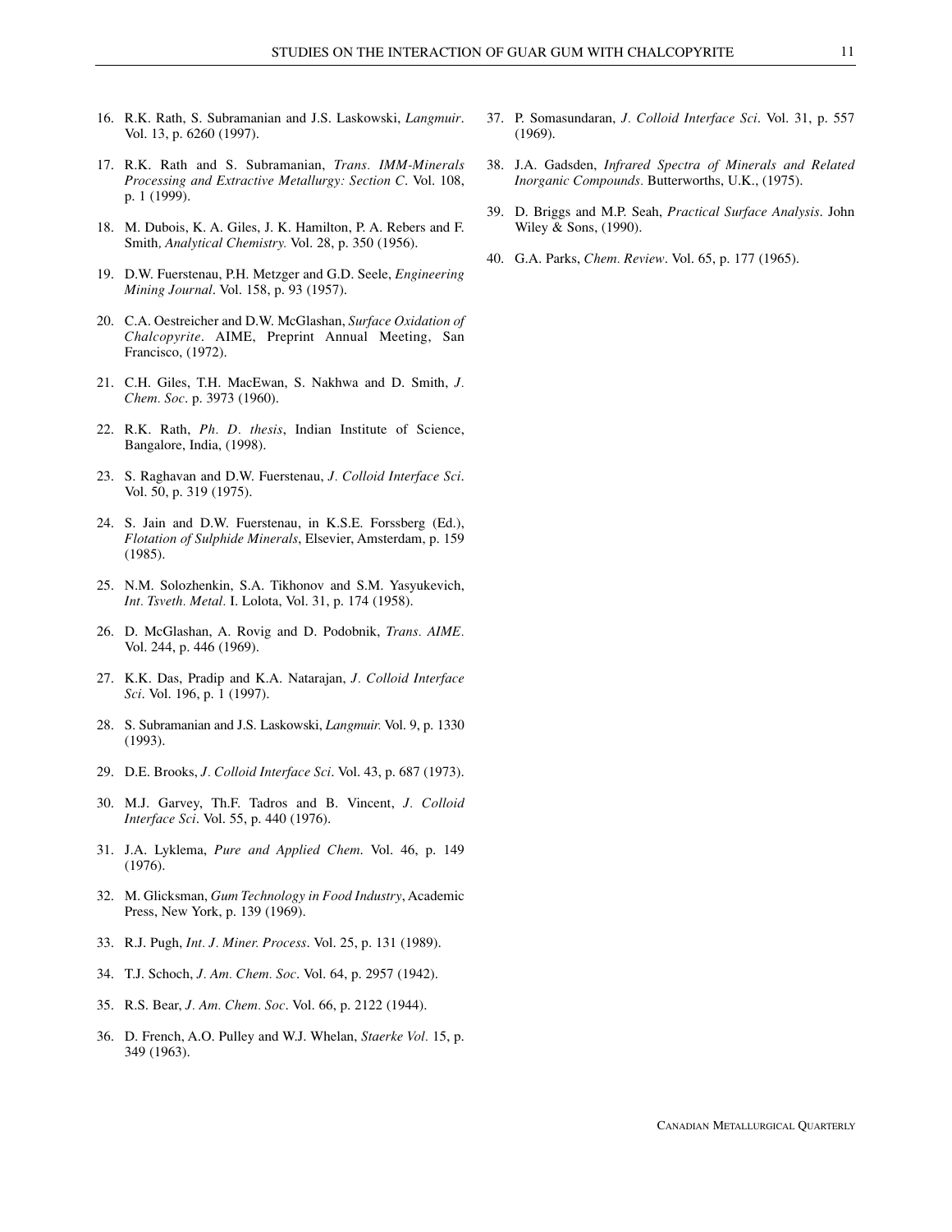16. R.K. Rath, S. Subramanian and J.S. Laskowski, *Langmuir*. Vol. 13, p. 6260 (1997).

17. R.K. Rath and S. Subramanian, *Trans. IMM-Minerals Processing and Extractive Metallurgy: Section C*. Vol. 108, p. 1 (1999).

18. M. Dubois, K. A. Giles, J. K. Hamilton, P. A. Rebers and F. Smith, *Analytical Chemistry.* Vol. 28, p. 350 (1956).

19. D.W. Fuerstenau, P.H. Metzger and G.D. Seele, *Engineering Mining Journal*. Vol. 158, p. 93 (1957).

20. C.A. Oestreicher and D.W. McGlashan, *Surface Oxidation of Chalcopyrite*. AIME, Preprint Annual Meeting, San Francisco, (1972).

21. C.H. Giles, T.H. MacEwan, S. Nakhwa and D. Smith, *J. Chem. Soc*. p. 3973 (1960).

22. R.K. Rath, *Ph. D. thesis*, Indian Institute of Science, Bangalore, India, (1998).

23. S. Raghavan and D.W. Fuerstenau, *J. Colloid Interface Sci*. Vol. 50, p. 319 (1975).

24. S. Jain and D.W. Fuerstenau, in K.S.E. Forssberg (Ed.), *Flotation of Sulphide Minerals*, Elsevier, Amsterdam, p. 159 (1985).

25. N.M. Solozhenkin, S.A. Tikhonov and S.M. Yasyukevich, *Int. Tsveth. Metal*. I. Lolota, Vol. 31, p. 174 (1958).

26. D. McGlashan, A. Rovig and D. Podobnik, *Trans. AIME*. Vol. 244, p. 446 (1969).

27. K.K. Das, Pradip and K.A. Natarajan, *J. Colloid Interface Sci*. Vol. 196, p. 1 (1997).

28. S. Subramanian and J.S. Laskowski, *Langmuir.* Vol. 9, p. 1330 (1993).

29. D.E. Brooks, *J. Colloid Interface Sci*. Vol. 43, p. 687 (1973).

30. M.J. Garvey, Th.F. Tadros and B. Vincent, *J. Colloid Interface Sci*. Vol. 55, p. 440 (1976).

31. J.A. Lyklema, *Pure and Applied Chem*. Vol. 46, p. 149 (1976).

32. M. Glicksman, *Gum Technology in Food Industry*, Academic Press, New York, p. 139 (1969).

33. R.J. Pugh, *Int. J. Miner. Process*. Vol. 25, p. 131 (1989).

34. T.J. Schoch, *J. Am. Chem. Soc*. Vol. 64, p. 2957 (1942).

35. R.S. Bear, *J. Am. Chem. Soc*. Vol. 66, p. 2122 (1944).

36. D. French, A.O. Pulley and W.J. Whelan, *Staerke Vol*. 15, p. 349 (1963).

37. P. Somasundaran, *J. Colloid Interface Sci*. Vol. 31, p. 557 (1969).

38. J.A. Gadsden, *Infrared Spectra of Minerals and Related Inorganic Compounds*. Butterworths, U.K., (1975).

39. D. Briggs and M.P. Seah, *Practical Surface Analysis*. John Wiley & Sons, (1990).

40. G.A. Parks, *Chem. Review*. Vol. 65, p. 177 (1965).